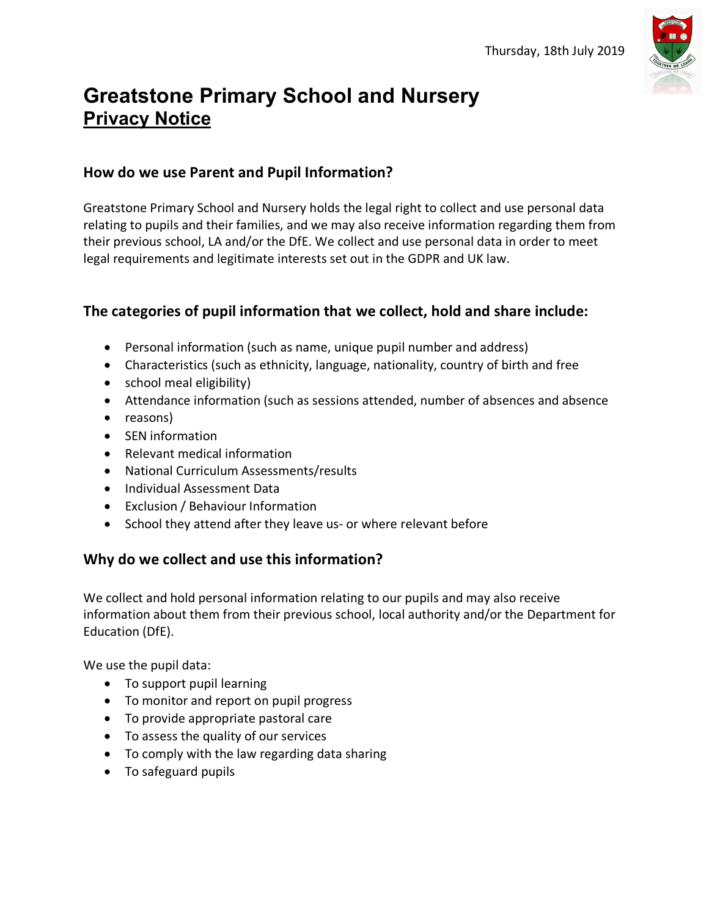Thursday, 18th July 2019

# Greatstone Primary School and Nursery
## <u>Privacy Notice</u>

### How do we use Parent and Pupil Information?

Greatstone Primary School and Nursery holds the legal right to collect and use personal data relating to pupils and their families, and we may also receive information regarding them from their previous school, LA and/or the DfE. We collect and use personal data in order to meet legal requirements and legitimate interests set out in the GDPR and UK law.

### The categories of pupil information that we collect, hold and share include:

- Personal information (such as name, unique pupil number and address)
- Characteristics (such as ethnicity, language, nationality, country of birth and free
- school meal eligibility)
- Attendance information (such as sessions attended, number of absences and absence
- reasons)
- SEN information
- Relevant medical information
- National Curriculum Assessments/results
- Individual Assessment Data
- Exclusion / Behaviour Information
- School they attend after they leave us- or where relevant before

### Why do we collect and use this information?

We collect and hold personal information relating to our pupils and may also receive information about them from their previous school, local authority and/or the Department for Education (DfE).

We use the pupil data:

- To support pupil learning
- To monitor and report on pupil progress
- To provide appropriate pastoral care
- To assess the quality of our services
- To comply with the law regarding data sharing
- To safeguard pupils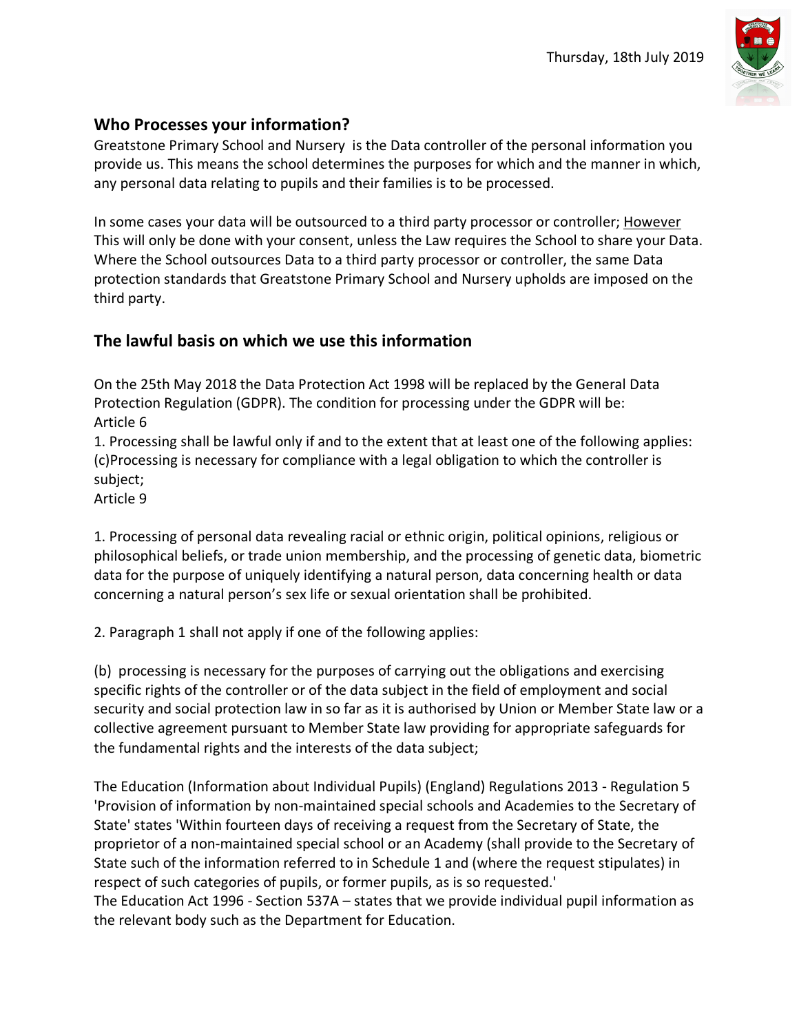## Who Processes your information?

Greatstone Primary School and Nursery is the Data controller of the personal information you provide us. This means the school determines the purposes for which and the manner in which, any personal data relating to pupils and their families is to be processed.

In some cases your data will be outsourced to a third party processor or controller; However This will only be done with your consent, unless the Law requires the School to share your Data. Where the School outsources Data to a third party processor or controller, the same Data protection standards that Greatstone Primary School and Nursery upholds are imposed on the third party.

## The lawful basis on which we use this information

On the 25th May 2018 the Data Protection Act 1998 will be replaced by the General Data Protection Regulation (GDPR). The condition for processing under the GDPR will be:
Article 6
1. Processing shall be lawful only if and to the extent that at least one of the following applies:
(c)Processing is necessary for compliance with a legal obligation to which the controller is subject;
Article 9

1. Processing of personal data revealing racial or ethnic origin, political opinions, religious or philosophical beliefs, or trade union membership, and the processing of genetic data, biometric data for the purpose of uniquely identifying a natural person, data concerning health or data concerning a natural person's sex life or sexual orientation shall be prohibited.

2. Paragraph 1 shall not apply if one of the following applies:

(b) processing is necessary for the purposes of carrying out the obligations and exercising specific rights of the controller or of the data subject in the field of employment and social security and social protection law in so far as it is authorised by Union or Member State law or a collective agreement pursuant to Member State law providing for appropriate safeguards for the fundamental rights and the interests of the data subject;

The Education (Information about Individual Pupils) (England) Regulations 2013 - Regulation 5 'Provision of information by non-maintained special schools and Academies to the Secretary of State' states 'Within fourteen days of receiving a request from the Secretary of State, the proprietor of a non-maintained special school or an Academy (shall provide to the Secretary of State such of the information referred to in Schedule 1 and (where the request stipulates) in respect of such categories of pupils, or former pupils, as is so requested.'
The Education Act 1996 - Section 537A – states that we provide individual pupil information as the relevant body such as the Department for Education.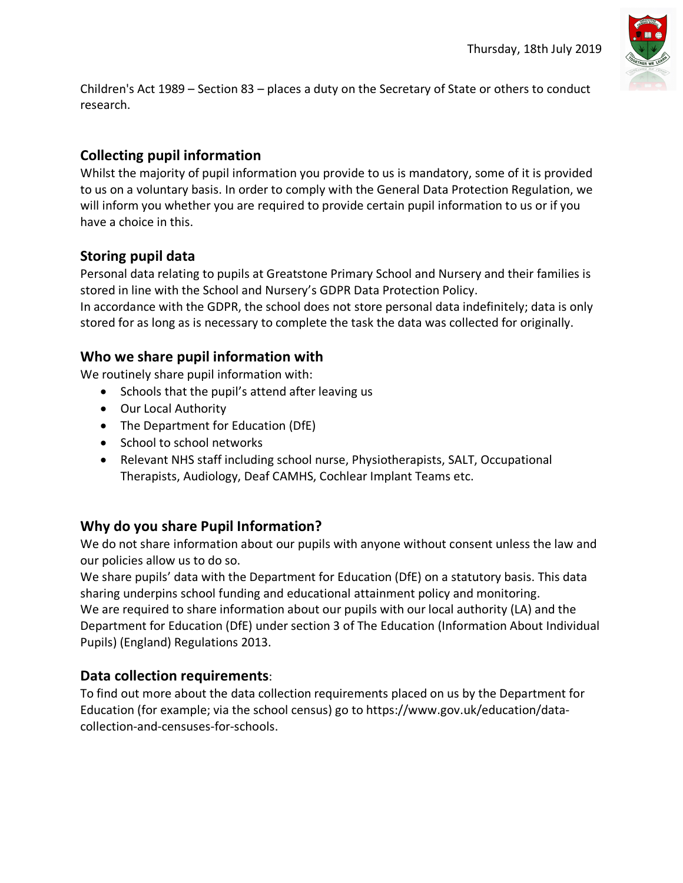Children's Act 1989 – Section 83 – places a duty on the Secretary of State or others to conduct research.

## Collecting pupil information

Whilst the majority of pupil information you provide to us is mandatory, some of it is provided to us on a voluntary basis. In order to comply with the General Data Protection Regulation, we will inform you whether you are required to provide certain pupil information to us or if you have a choice in this.

## Storing pupil data

Personal data relating to pupils at Greatstone Primary School and Nursery and their families is stored in line with the School and Nursery's GDPR Data Protection Policy.
In accordance with the GDPR, the school does not store personal data indefinitely; data is only stored for as long as is necessary to complete the task the data was collected for originally.

## Who we share pupil information with

We routinely share pupil information with:

- Schools that the pupil's attend after leaving us
- Our Local Authority
- The Department for Education (DfE)
- School to school networks
- Relevant NHS staff including school nurse, Physiotherapists, SALT, Occupational Therapists, Audiology, Deaf CAMHS, Cochlear Implant Teams etc.

## Why do you share Pupil Information?

We do not share information about our pupils with anyone without consent unless the law and our policies allow us to do so.
We share pupils' data with the Department for Education (DfE) on a statutory basis. This data sharing underpins school funding and educational attainment policy and monitoring.
We are required to share information about our pupils with our local authority (LA) and the Department for Education (DfE) under section 3 of The Education (Information About Individual Pupils) (England) Regulations 2013.

## Data collection requirements:

To find out more about the data collection requirements placed on us by the Department for Education (for example; via the school census) go to https://www.gov.uk/education/data-collection-and-censuses-for-schools.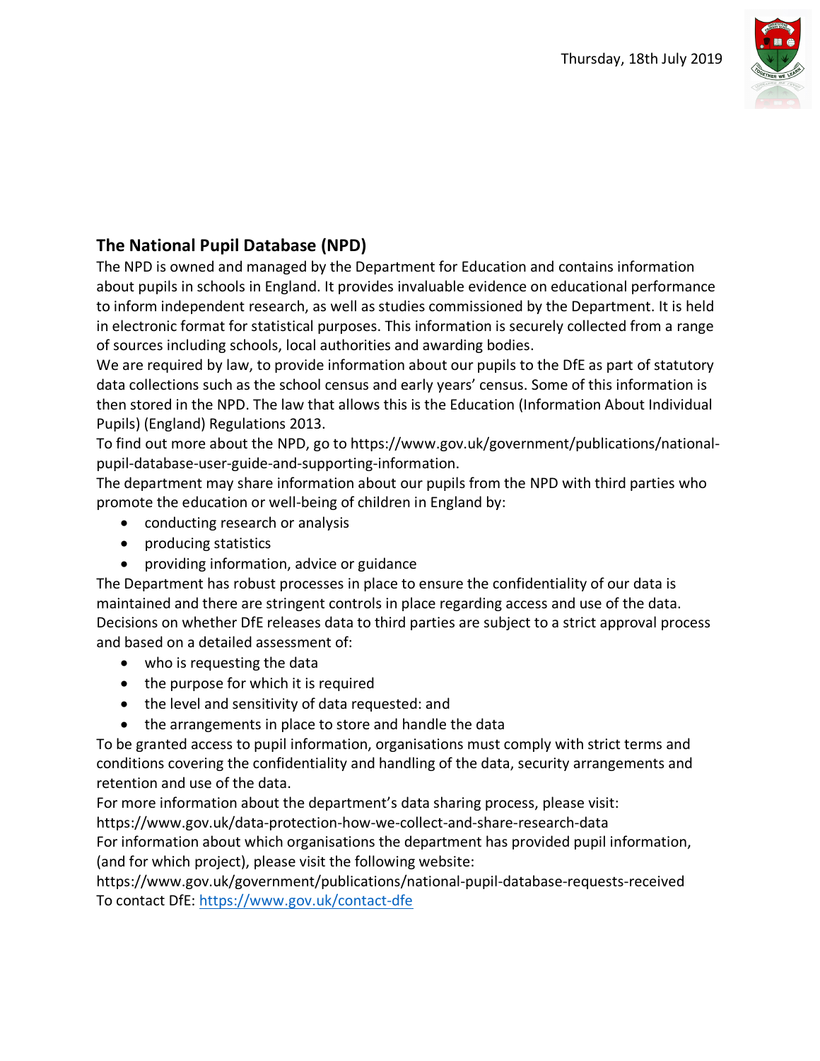Thursday, 18th July 2019

## The National Pupil Database (NPD)

The NPD is owned and managed by the Department for Education and contains information about pupils in schools in England. It provides invaluable evidence on educational performance to inform independent research, as well as studies commissioned by the Department. It is held in electronic format for statistical purposes. This information is securely collected from a range of sources including schools, local authorities and awarding bodies.

We are required by law, to provide information about our pupils to the DfE as part of statutory data collections such as the school census and early years' census. Some of this information is then stored in the NPD. The law that allows this is the Education (Information About Individual Pupils) (England) Regulations 2013.

To find out more about the NPD, go to https://www.gov.uk/government/publications/national-pupil-database-user-guide-and-supporting-information.

The department may share information about our pupils from the NPD with third parties who promote the education or well-being of children in England by:

- conducting research or analysis
- producing statistics
- providing information, advice or guidance

The Department has robust processes in place to ensure the confidentiality of our data is maintained and there are stringent controls in place regarding access and use of the data. Decisions on whether DfE releases data to third parties are subject to a strict approval process and based on a detailed assessment of:

- who is requesting the data
- the purpose for which it is required
- the level and sensitivity of data requested: and
- the arrangements in place to store and handle the data

To be granted access to pupil information, organisations must comply with strict terms and conditions covering the confidentiality and handling of the data, security arrangements and retention and use of the data.

For more information about the department's data sharing process, please visit:
https://www.gov.uk/data-protection-how-we-collect-and-share-research-data

For information about which organisations the department has provided pupil information, (and for which project), please visit the following website:
https://www.gov.uk/government/publications/national-pupil-database-requests-received

To contact DfE: https://www.gov.uk/contact-dfe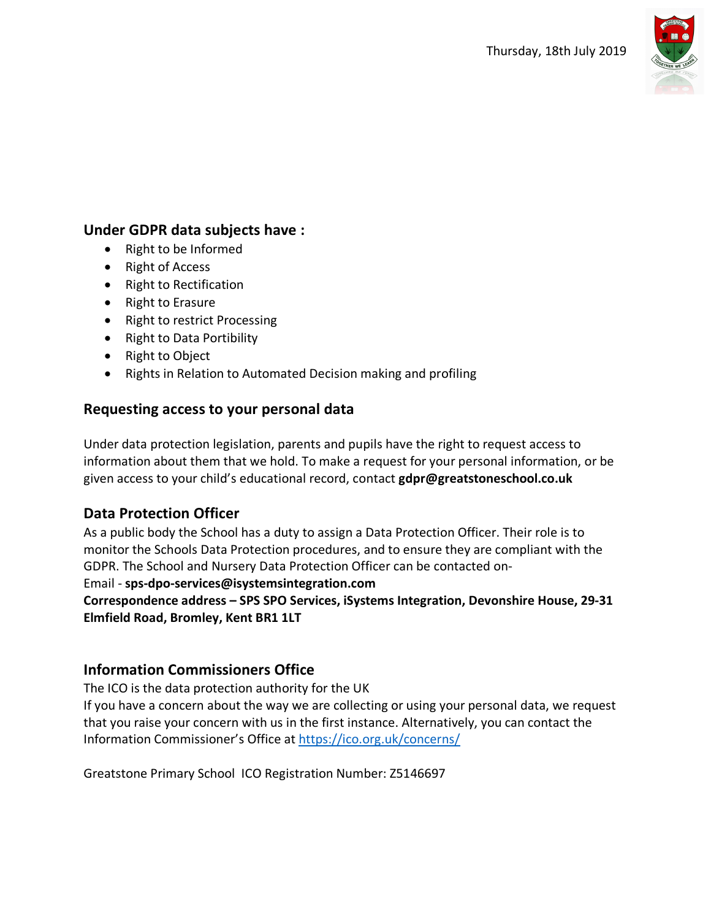Thursday, 18th July 2019

## Under GDPR data subjects have :

- Right to be Informed
- Right of Access
- Right to Rectification
- Right to Erasure
- Right to restrict Processing
- Right to Data Portibility
- Right to Object
- Rights in Relation to Automated Decision making and profiling

## Requesting access to your personal data

Under data protection legislation, parents and pupils have the right to request access to information about them that we hold. To make a request for your personal information, or be given access to your child's educational record, contact **gdpr@greatstoneschool.co.uk**

## Data Protection Officer

As a public body the School has a duty to assign a Data Protection Officer. Their role is to monitor the Schools Data Protection procedures, and to ensure they are compliant with the GDPR. The School and Nursery Data Protection Officer can be contacted on-
Email - **sps-dpo-services@isystemsintegration.com**
**Correspondence address – SPS SPO Services, iSystems Integration, Devonshire House, 29-31 Elmfield Road, Bromley, Kent BR1 1LT**

## Information Commissioners Office

The ICO is the data protection authority for the UK
If you have a concern about the way we are collecting or using your personal data, we request that you raise your concern with us in the first instance. Alternatively, you can contact the Information Commissioner's Office at https://ico.org.uk/concerns/

Greatstone Primary School ICO Registration Number: Z5146697